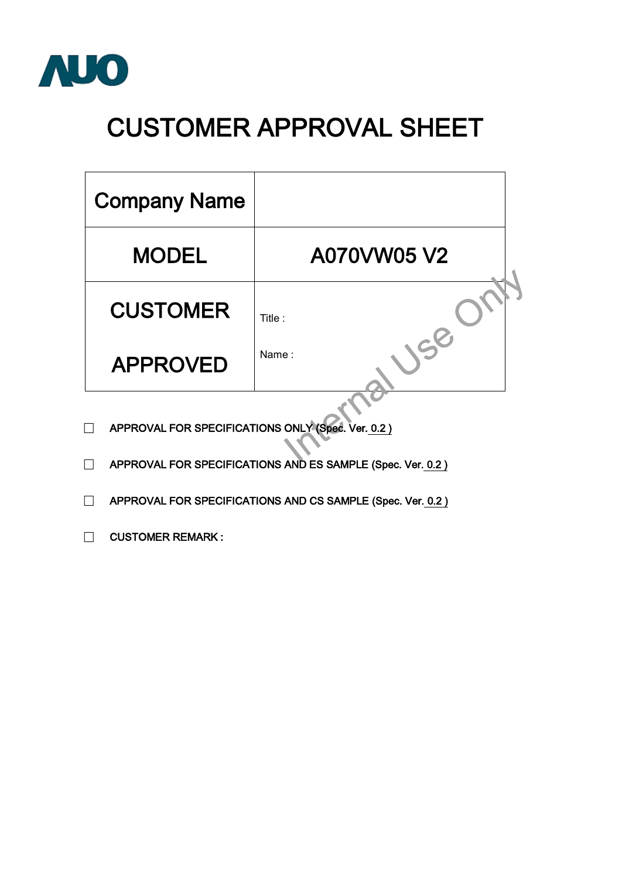AUO

# CUSTOMER APPROVAL SHEET

| Company Name | |
|---|---|
| MODEL | A070VW05 V2 |
| CUSTOMER APPROVED | Title : <br> Name : |

Internal Use Only

☐ APPROVAL FOR SPECIFICATIONS ONLY (Spec. Ver. 0.2 )

☐ APPROVAL FOR SPECIFICATIONS AND ES SAMPLE (Spec. Ver. 0.2 )

☐ APPROVAL FOR SPECIFICATIONS AND CS SAMPLE (Spec. Ver. 0.2 )

☐ CUSTOMER REMARK :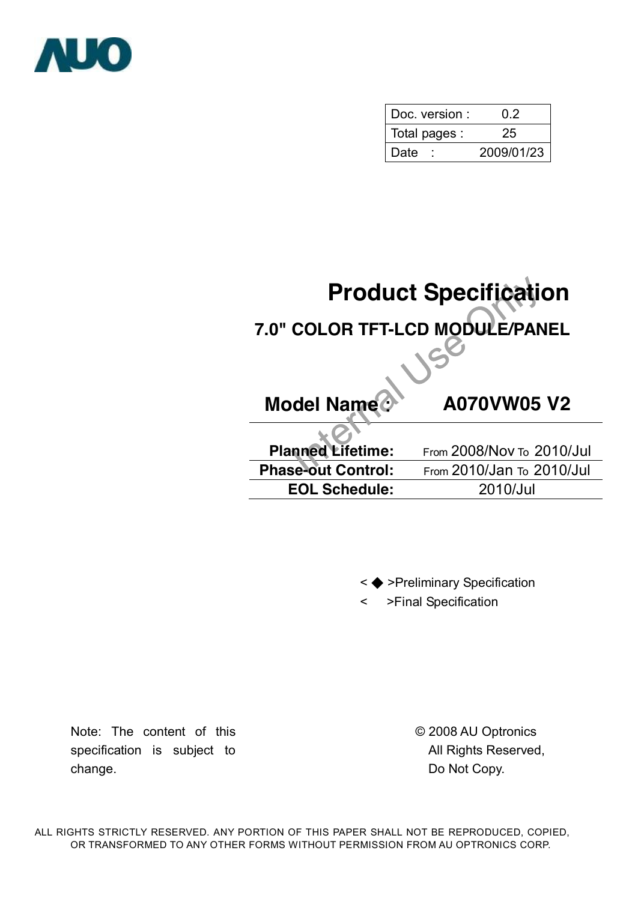AUO

| Doc. version : | 0.2 |
| --- | --- |
| Total pages : | 25 |
| Date : | 2009/01/23 |

# Product Specification

## 7.0" COLOR TFT-LCD MODULE/PANEL

Internal Use Only

| Model Name : | A070VW05 V2 |
| --- | --- |
| **Planned Lifetime:** | From 2008/Nov To 2010/Jul |
| **Phase-out Control:** | From 2010/Jan To 2010/Jul |
| **EOL Schedule:** | 2010/Jul |

< ◆ >Preliminary Specification

< >Final Specification

Note: The content of this specification is subject to change.

© 2008 AU Optronics
All Rights Reserved,
Do Not Copy.

ALL RIGHTS STRICTLY RESERVED. ANY PORTION OF THIS PAPER SHALL NOT BE REPRODUCED, COPIED, OR TRANSFORMED TO ANY OTHER FORMS WITHOUT PERMISSION FROM AU OPTRONICS CORP.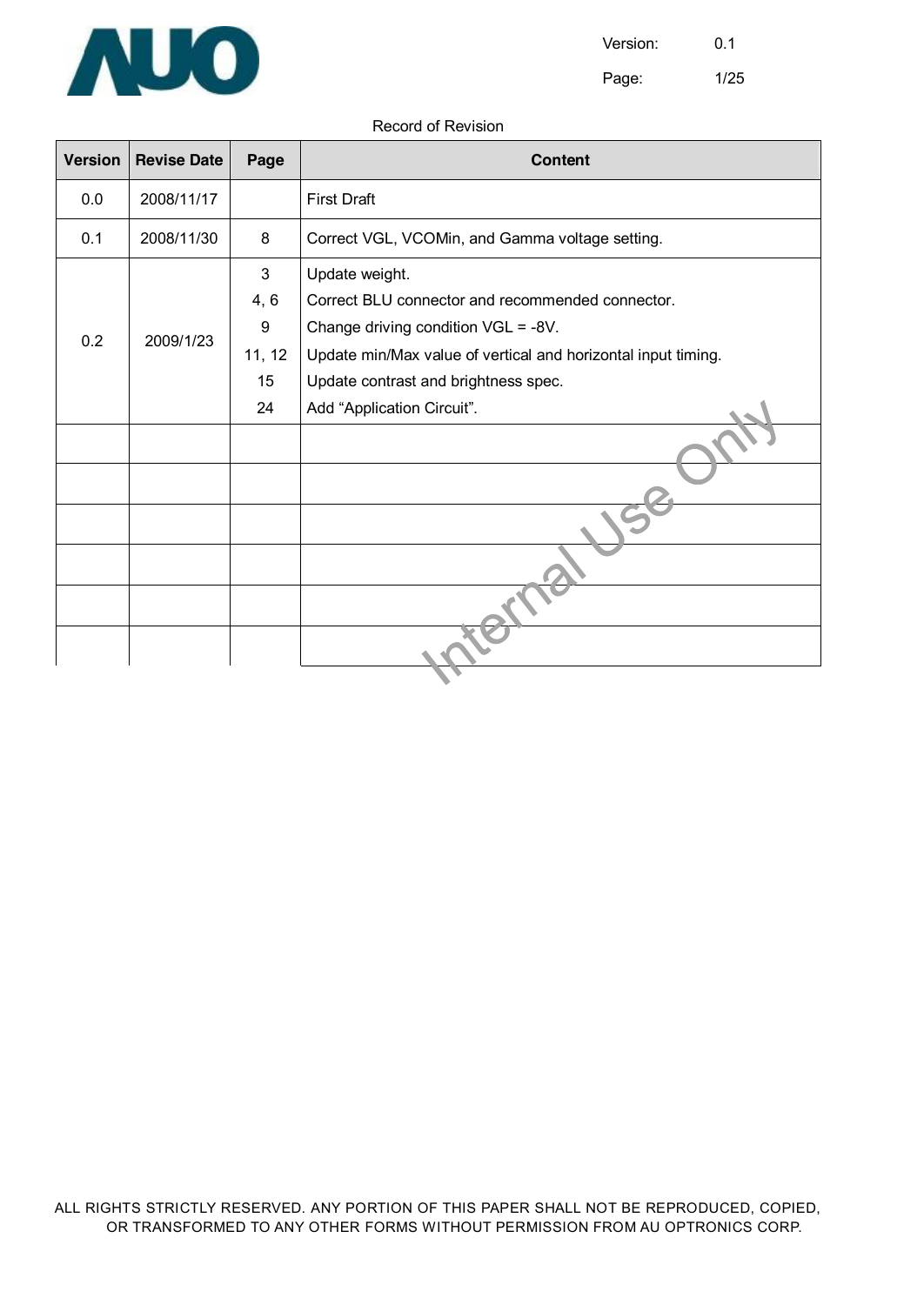Record of Revision

| Version | Revise Date | Page | Content |
|---|---|---|---|
| 0.0 | 2008/11/17 | | First Draft |
| 0.1 | 2008/11/30 | 8 | Correct VGL, VCOMin, and Gamma voltage setting. |
| 0.2 | 2009/1/23 | 3<br>4, 6<br>9<br>11, 12<br>15<br>24 | Update weight.<br>Correct BLU connector and recommended connector.<br>Change driving condition VGL = -8V.<br>Update min/Max value of vertical and horizontal input timing.<br>Update contrast and brightness spec.<br>Add “Application Circuit”. |
| | | | |
| | | | |
| | | | |
| | | | |
| | | | |
| | | | |

Internal Use Only

ALL RIGHTS STRICTLY RESERVED. ANY PORTION OF THIS PAPER SHALL NOT BE REPRODUCED, COPIED, OR TRANSFORMED TO ANY OTHER FORMS WITHOUT PERMISSION FROM AU OPTRONICS CORP.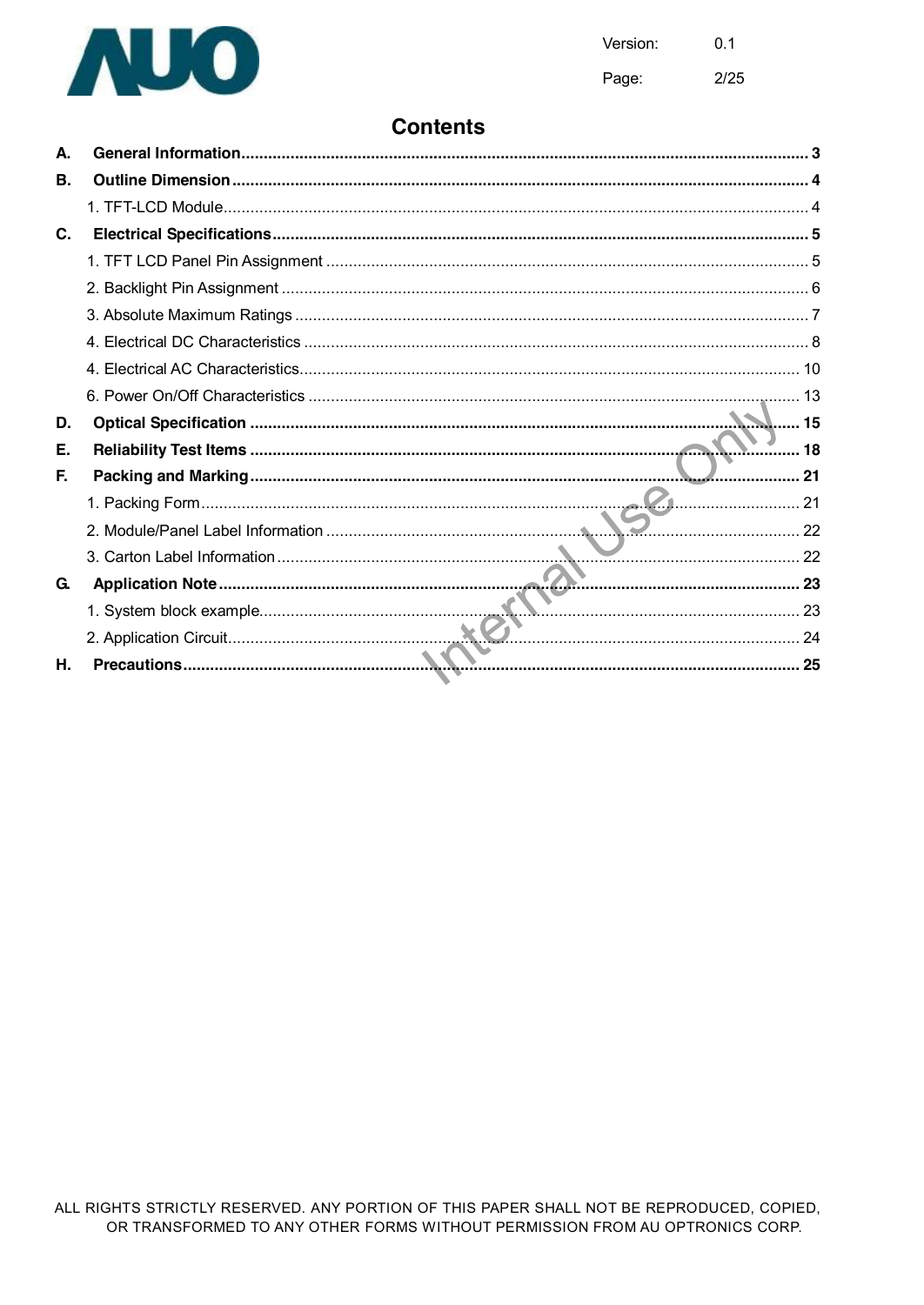# Contents

| | | |
|---|---|---|
| **A.** | **General Information** | **3** |
| **B.** | **Outline Dimension** | **4** |
| | 1. TFT-LCD Module | 4 |
| **C.** | **Electrical Specifications** | **5** |
| | 1. TFT LCD Panel Pin Assignment | 5 |
| | 2. Backlight Pin Assignment | 6 |
| | 3. Absolute Maximum Ratings | 7 |
| | 4. Electrical DC Characteristics | 8 |
| | 4. Electrical AC Characteristics | 10 |
| | 6. Power On/Off Characteristics | 13 |
| **D.** | **Optical Specification** | **15** |
| **E.** | **Reliability Test Items** | **18** |
| **F.** | **Packing and Marking** | **21** |
| | 1. Packing Form | 21 |
| | 2. Module/Panel Label Information | 22 |
| | 3. Carton Label Information | 22 |
| **G.** | **Application Note** | **23** |
| | 1. System block example | 23 |
| | 2. Application Circuit | 24 |
| **H.** | **Precautions** | **25** |

ALL RIGHTS STRICTLY RESERVED. ANY PORTION OF THIS PAPER SHALL NOT BE REPRODUCED, COPIED, OR TRANSFORMED TO ANY OTHER FORMS WITHOUT PERMISSION FROM AU OPTRONICS CORP.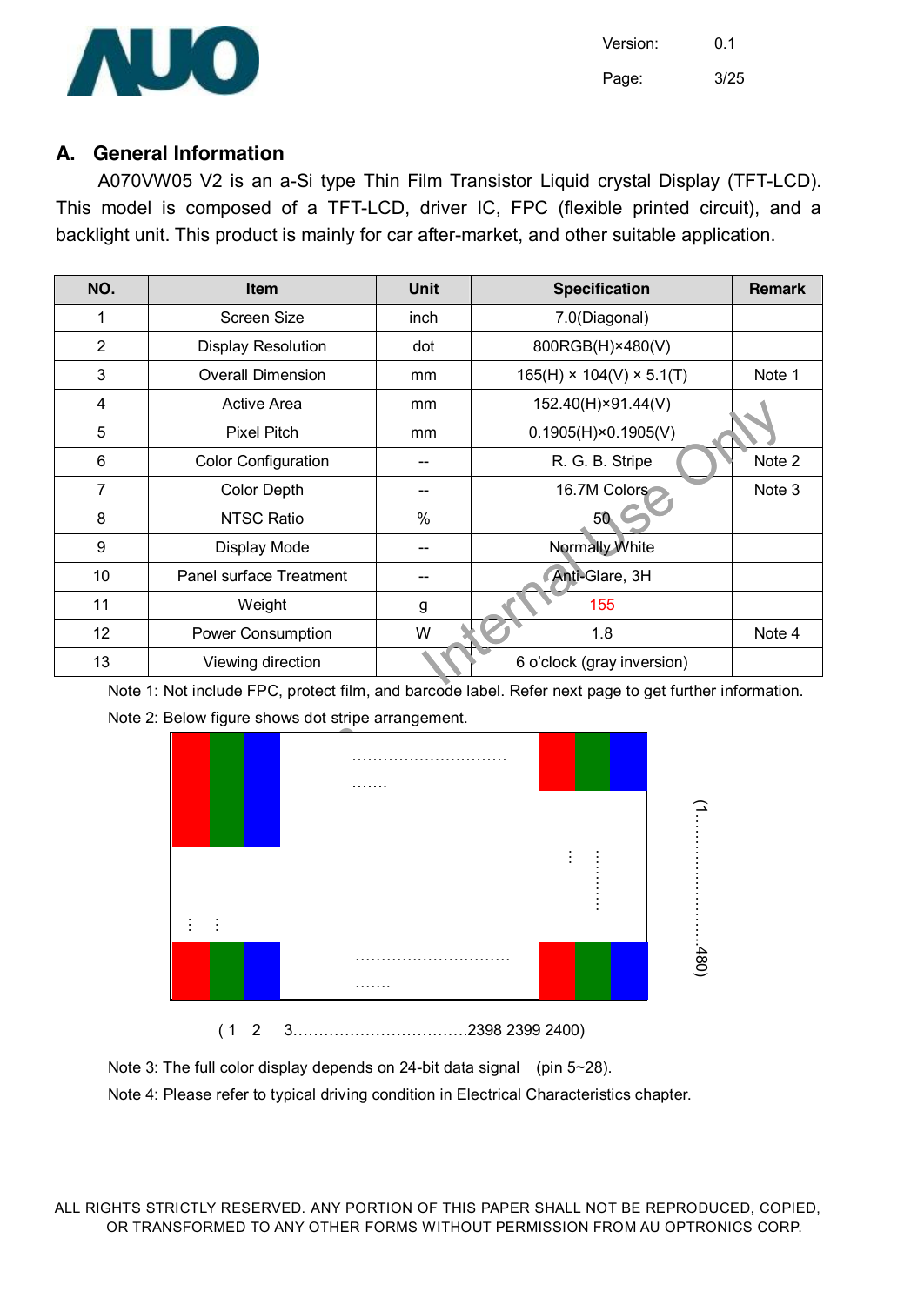## A. General Information

A070VW05 V2 is an a-Si type Thin Film Transistor Liquid crystal Display (TFT-LCD). This model is composed of a TFT-LCD, driver IC, FPC (flexible printed circuit), and a backlight unit. This product is mainly for car after-market, and other suitable application.

| NO. | Item | Unit | Specification | Remark |
|---|---|---|---|---|
| 1 | Screen Size | inch | 7.0(Diagonal) | |
| 2 | Display Resolution | dot | 800RGB(H)×480(V) | |
| 3 | Overall Dimension | mm | 165(H) × 104(V) × 5.1(T) | Note 1 |
| 4 | Active Area | mm | 152.40(H)×91.44(V) | |
| 5 | Pixel Pitch | mm | 0.1905(H)×0.1905(V) | |
| 6 | Color Configuration | -- | R. G. B. Stripe | Note 2 |
| 7 | Color Depth | -- | 16.7M Colors | Note 3 |
| 8 | NTSC Ratio | % | 50 | |
| 9 | Display Mode | -- | Normally White | |
| 10 | Panel surface Treatment | -- | Anti-Glare, 3H | |
| 11 | Weight | g | 155 | |
| 12 | Power Consumption | W | 1.8 | Note 4 |
| 13 | Viewing direction | | 6 o'clock (gray inversion) | |

Note 1: Not include FPC, protect film, and barcode label. Refer next page to get further information.

Note 2: Below figure shows dot stripe arrangement.

(1 2 3……………………………2398 2399 2400)

(1……………………480)

Note 3: The full color display depends on 24-bit data signal (pin 5~28).

Note 4: Please refer to typical driving condition in Electrical Characteristics chapter.

ALL RIGHTS STRICTLY RESERVED. ANY PORTION OF THIS PAPER SHALL NOT BE REPRODUCED, COPIED, OR TRANSFORMED TO ANY OTHER FORMS WITHOUT PERMISSION FROM AU OPTRONICS CORP.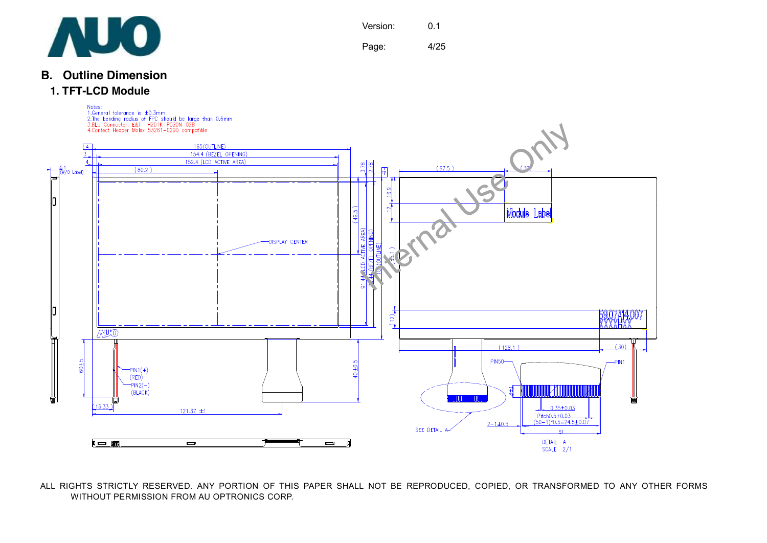## B. Outline Dimension

### 1. TFT-LCD Module

Notes:
1. General tolerance is ±0.3mm
2. The bending radius of FPC should be large than 0.6mm
3. BLU Connector: E&T H201K-P020N-02B
4. Contect Header Molex 53261-0290 compatible

165(OUTLINE)
154.4 (BEZEL OPENING)
152.4 (LCD ACTIVE AREA)
(80.2)
5.1 (W/O Label)
3.78
2.78
(67.5)
(30)
16.9
12
(49.5)
91.44 (LCD ACTIVE AREA)
93.44 (BEZEL OPENING)
100 (OUTLINE)
(85.1)
(12)
DISPLAY CENTER
Module Label
5907A14007
XXXXHXX
60±5
40±0.5
PIN1(+)
(RED)
PIN2(-)
(BLACK)
(13.33)
121.37 ±1
(128.1)
(30)
PIN50
PIN1
8±1
0.35±0.03
Pitch0.5±0.03
(50-1)*0.5=24.5±0.07
2-1±0.5
51
SEE DETAIL A
DETAIL A
SCALE 2/1

Internal Use Only

ALL RIGHTS STRICTLY RESERVED. ANY PORTION OF THIS PAPER SHALL NOT BE REPRODUCED, COPIED, OR TRANSFORMED TO ANY OTHER FORMS WITHOUT PERMISSION FROM AU OPTRONICS CORP.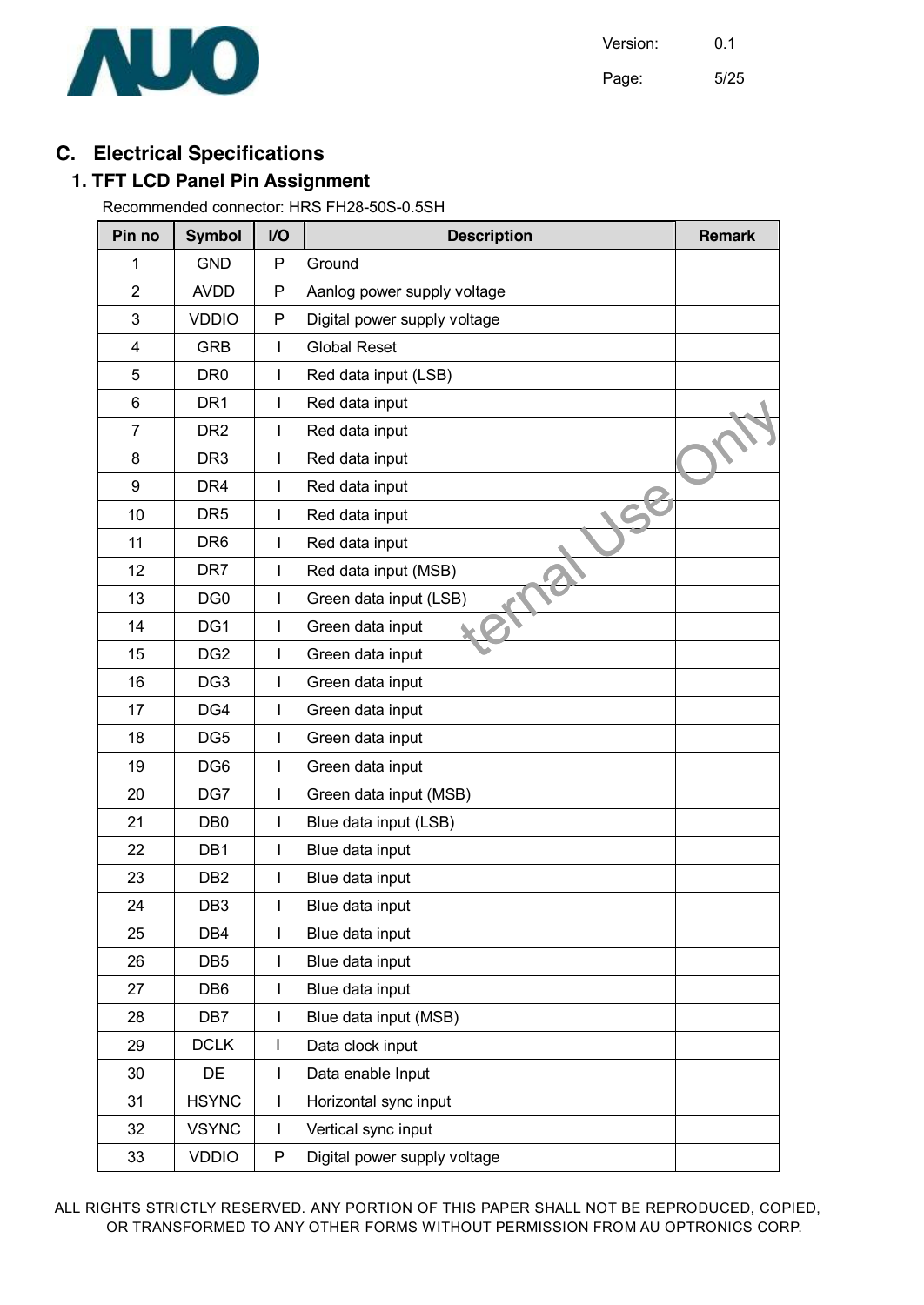## C. Electrical Specifications

### 1. TFT LCD Panel Pin Assignment

Recommended connector: HRS FH28-50S-0.5SH

| Pin no | Symbol | I/O | Description | Remark |
|---|---|---|---|---|
| 1 | GND | P | Ground | |
| 2 | AVDD | P | Aanlog power supply voltage | |
| 3 | VDDIO | P | Digital power supply voltage | |
| 4 | GRB | I | Global Reset | |
| 5 | DR0 | I | Red data input (LSB) | |
| 6 | DR1 | I | Red data input | |
| 7 | DR2 | I | Red data input | |
| 8 | DR3 | I | Red data input | |
| 9 | DR4 | I | Red data input | |
| 10 | DR5 | I | Red data input | |
| 11 | DR6 | I | Red data input | |
| 12 | DR7 | I | Red data input (MSB) | |
| 13 | DG0 | I | Green data input (LSB) | |
| 14 | DG1 | I | Green data input | |
| 15 | DG2 | I | Green data input | |
| 16 | DG3 | I | Green data input | |
| 17 | DG4 | I | Green data input | |
| 18 | DG5 | I | Green data input | |
| 19 | DG6 | I | Green data input | |
| 20 | DG7 | I | Green data input (MSB) | |
| 21 | DB0 | I | Blue data input (LSB) | |
| 22 | DB1 | I | Blue data input | |
| 23 | DB2 | I | Blue data input | |
| 24 | DB3 | I | Blue data input | |
| 25 | DB4 | I | Blue data input | |
| 26 | DB5 | I | Blue data input | |
| 27 | DB6 | I | Blue data input | |
| 28 | DB7 | I | Blue data input (MSB) | |
| 29 | DCLK | I | Data clock input | |
| 30 | DE | I | Data enable Input | |
| 31 | HSYNC | I | Horizontal sync input | |
| 32 | VSYNC | I | Vertical sync input | |
| 33 | VDDIO | P | Digital power supply voltage | |

ALL RIGHTS STRICTLY RESERVED. ANY PORTION OF THIS PAPER SHALL NOT BE REPRODUCED, COPIED, OR TRANSFORMED TO ANY OTHER FORMS WITHOUT PERMISSION FROM AU OPTRONICS CORP.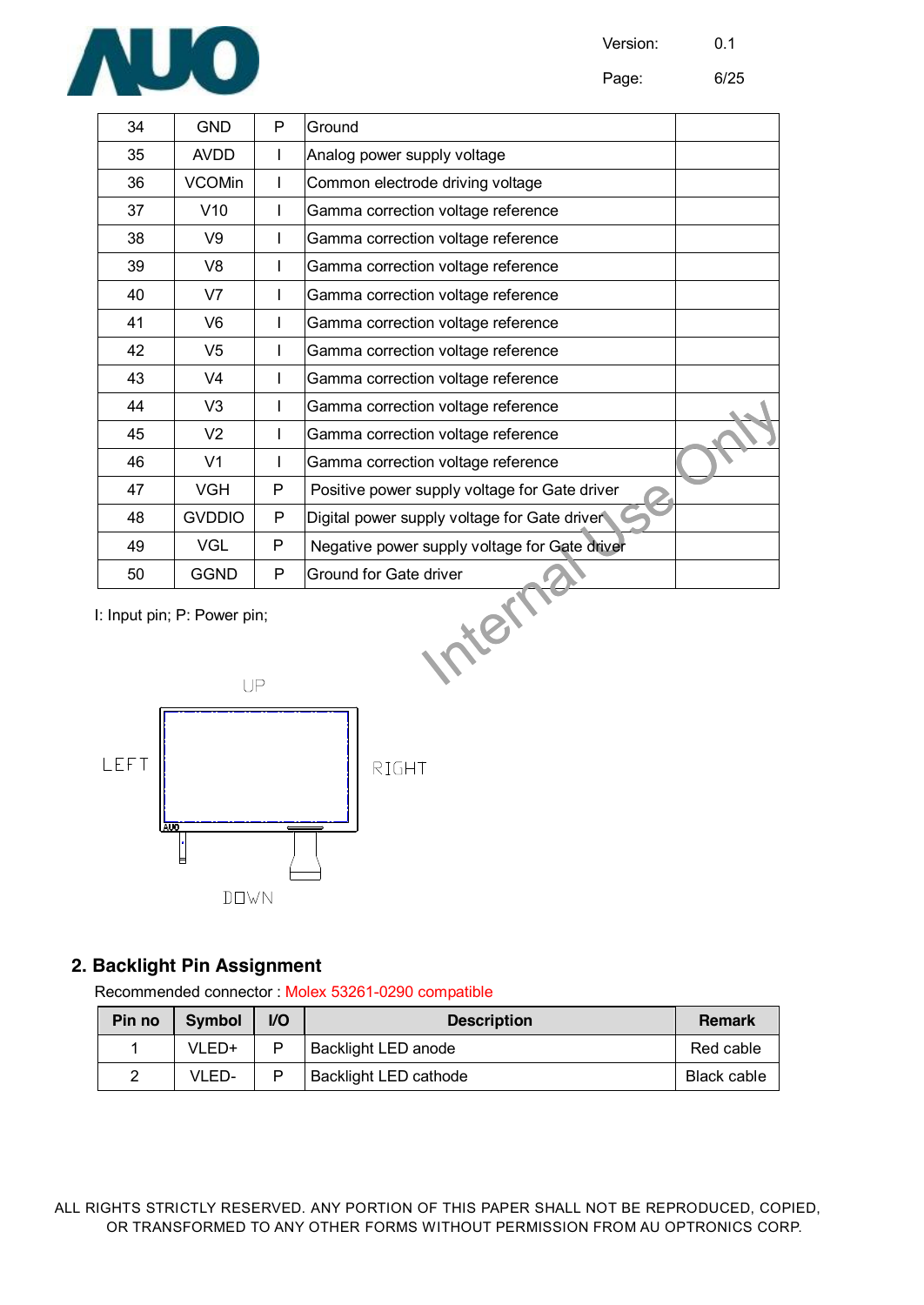| 34 | GND | P | Ground | |
|---|---|---|---|---|
| 35 | AVDD | I | Analog power supply voltage | |
| 36 | VCOMin | I | Common electrode driving voltage | |
| 37 | V10 | I | Gamma correction voltage reference | |
| 38 | V9 | I | Gamma correction voltage reference | |
| 39 | V8 | I | Gamma correction voltage reference | |
| 40 | V7 | I | Gamma correction voltage reference | |
| 41 | V6 | I | Gamma correction voltage reference | |
| 42 | V5 | I | Gamma correction voltage reference | |
| 43 | V4 | I | Gamma correction voltage reference | |
| 44 | V3 | I | Gamma correction voltage reference | |
| 45 | V2 | I | Gamma correction voltage reference | |
| 46 | V1 | I | Gamma correction voltage reference | |
| 47 | VGH | P | Positive power supply voltage for Gate driver | |
| 48 | GVDDIO | P | Digital power supply voltage for Gate driver | |
| 49 | VGL | P | Negative power supply voltage for Gate driver | |
| 50 | GGND | P | Ground for Gate driver | |

I: Input pin; P: Power pin;

UP

LEFT

RIGHT

DOWN

## 2. Backlight Pin Assignment

Recommended connector : Molex 53261-0290 compatible

| Pin no | Symbol | I/O | Description | Remark |
|---|---|---|---|---|
| 1 | VLED+ | P | Backlight LED anode | Red cable |
| 2 | VLED- | P | Backlight LED cathode | Black cable |

ALL RIGHTS STRICTLY RESERVED. ANY PORTION OF THIS PAPER SHALL NOT BE REPRODUCED, COPIED, OR TRANSFORMED TO ANY OTHER FORMS WITHOUT PERMISSION FROM AU OPTRONICS CORP.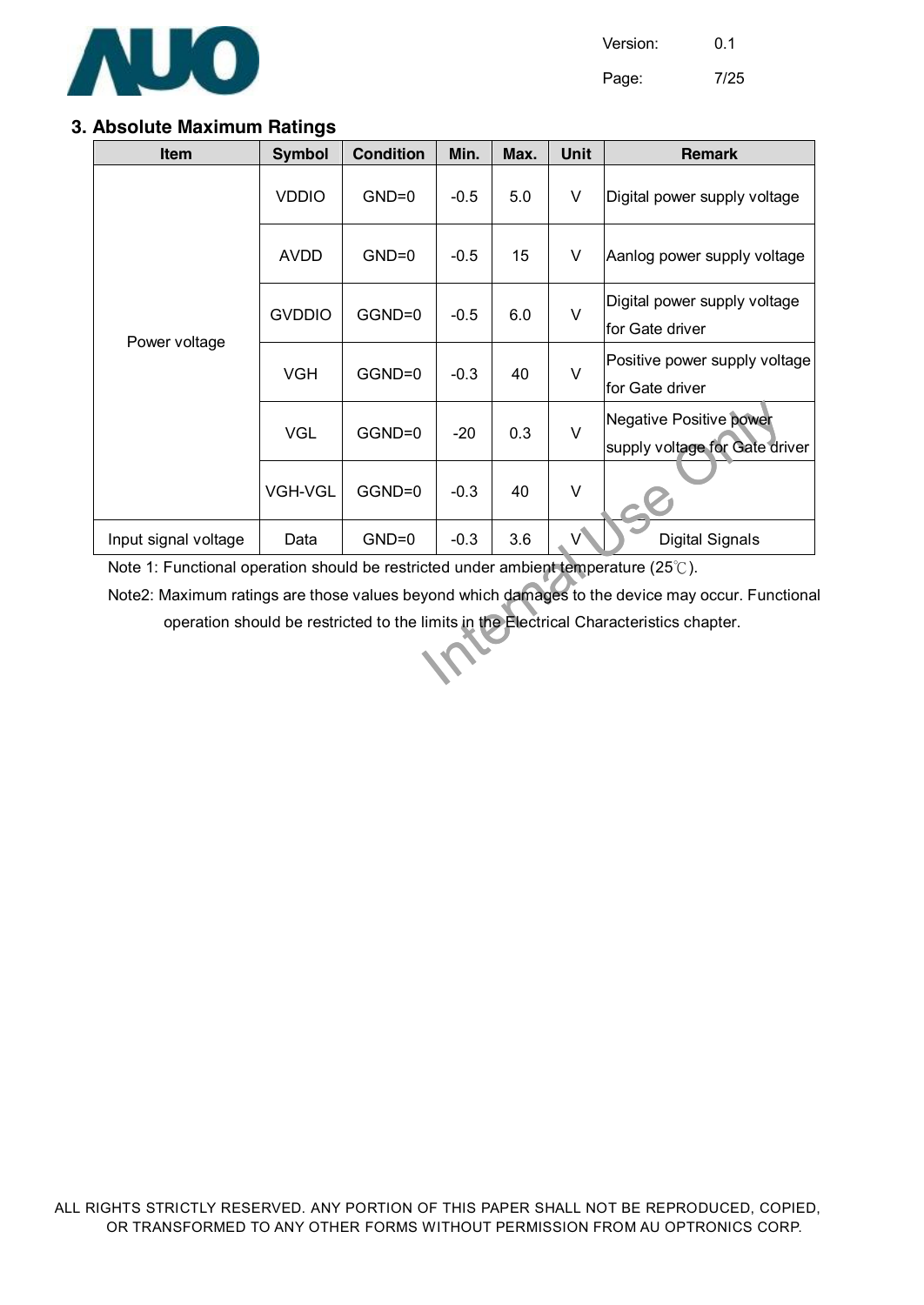## 3. Absolute Maximum Ratings

| Item | Symbol | Condition | Min. | Max. | Unit | Remark |
|---|---|---|---|---|---|---|
| Power voltage | VDDIO | GND=0 | -0.5 | 5.0 | V | Digital power supply voltage |
| | AVDD | GND=0 | -0.5 | 15 | V | Aanlog power supply voltage |
| | GVDDIO | GGND=0 | -0.5 | 6.0 | V | Digital power supply voltage for Gate driver |
| | VGH | GGND=0 | -0.3 | 40 | V | Positive power supply voltage for Gate driver |
| | VGL | GGND=0 | -20 | 0.3 | V | Negative Positive power supply voltage for Gate driver |
| | VGH-VGL | GGND=0 | -0.3 | 40 | V | |
| Input signal voltage | Data | GND=0 | -0.3 | 3.6 | V | Digital Signals |

Note 1: Functional operation should be restricted under ambient temperature (25℃).

Note2: Maximum ratings are those values beyond which damages to the device may occur. Functional operation should be restricted to the limits in the Electrical Characteristics chapter.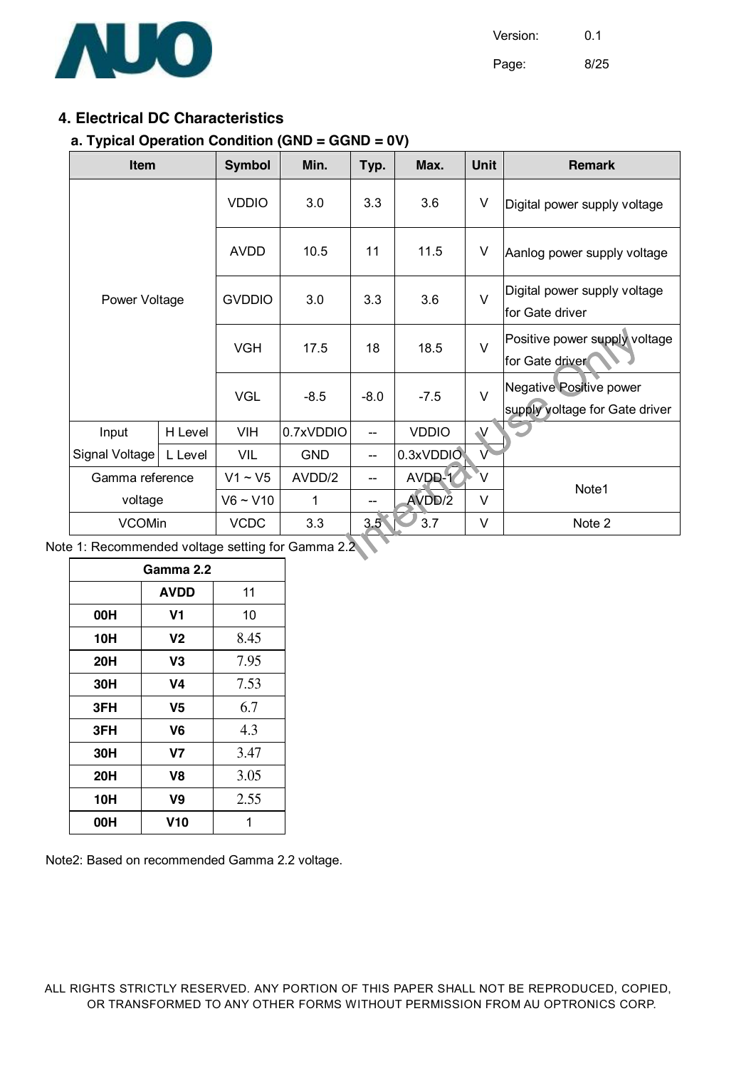## 4. Electrical DC Characteristics

### a. Typical Operation Condition (GND = GGND = 0V)

| Item | | Symbol | Min. | Typ. | Max. | Unit | Remark |
|---|---|---|---|---|---|---|---|
| Power Voltage | | VDDIO | 3.0 | 3.3 | 3.6 | V | Digital power supply voltage |
| | | AVDD | 10.5 | 11 | 11.5 | V | Aanlog power supply voltage |
| | | GVDDIO | 3.0 | 3.3 | 3.6 | V | Digital power supply voltage for Gate driver |
| | | VGH | 17.5 | 18 | 18.5 | V | Positive power supply voltage for Gate driver |
| | | VGL | -8.5 | -8.0 | -7.5 | V | Negative Positive power supply voltage for Gate driver |
| Input Signal Voltage | H Level | VIH | 0.7xVDDIO | -- | VDDIO | V | |
| | L Level | VIL | GND | -- | 0.3xVDDIO | V | |
| Gamma reference voltage | | V1 ~ V5 | AVDD/2 | -- | AVDD-1 | V | Note1 |
| | | V6 ~ V10 | 1 | -- | AVDD/2 | V | |
| VCOMin | | VCDC | 3.3 | 3.5 | 3.7 | V | Note 2 |

Note 1: Recommended voltage setting for Gamma 2.2

| Gamma 2.2 | | |
|---|---|---|
| | **AVDD** | 11 |
| **00H** | **V1** | 10 |
| **10H** | **V2** | 8.45 |
| **20H** | **V3** | 7.95 |
| **30H** | **V4** | 7.53 |
| **3FH** | **V5** | 6.7 |
| **3FH** | **V6** | 4.3 |
| **30H** | **V7** | 3.47 |
| **20H** | **V8** | 3.05 |
| **10H** | **V9** | 2.55 |
| **00H** | **V10** | 1 |

Note2: Based on recommended Gamma 2.2 voltage.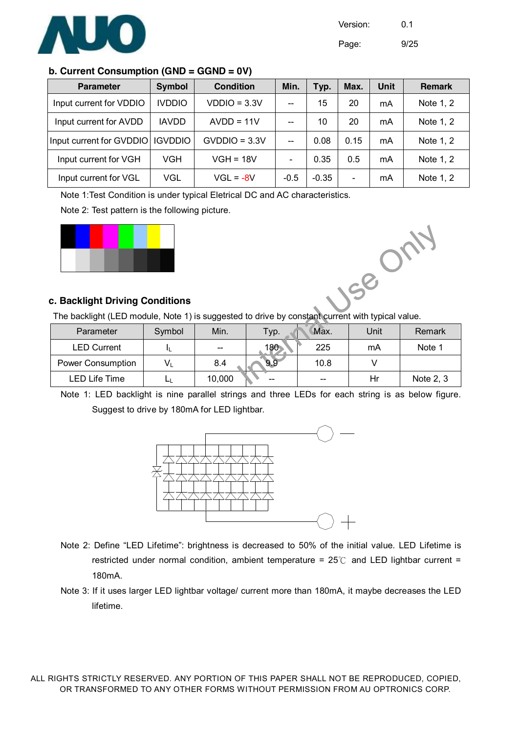### b. Current Consumption (GND = GGND = 0V)

| Parameter | Symbol | Condition | Min. | Typ. | Max. | Unit | Remark |
|---|---|---|---|---|---|---|---|
| Input current for VDDIO | IVDDIO | VDDIO = 3.3V | -- | 15 | 20 | mA | Note 1, 2 |
| Input current for AVDD | IAVDD | AVDD = 11V | -- | 10 | 20 | mA | Note 1, 2 |
| Input current for GVDDIO | IGVDDIO | GVDDIO = 3.3V | -- | 0.08 | 0.15 | mA | Note 1, 2 |
| Input current for VGH | VGH | VGH = 18V | - | 0.35 | 0.5 | mA | Note 1, 2 |
| Input current for VGL | VGL | VGL = -8V | -0.5 | -0.35 | - | mA | Note 1, 2 |

Note 1:Test Condition is under typical Eletrical DC and AC characteristics.

Note 2: Test pattern is the following picture.

### c. Backlight Driving Conditions

The backlight (LED module, Note 1) is suggested to drive by constant current with typical value.

| Parameter | Symbol | Min. | Typ. | Max. | Unit | Remark |
|---|---|---|---|---|---|---|
| LED Current | $I_L$ | -- | 180 | 225 | mA | Note 1 |
| Power Consumption | $V_L$ | 8.4 | 9.9 | 10.8 | V | |
| LED Life Time | $L_L$ | 10,000 | -- | -- | Hr | Note 2, 3 |

Note 1: LED backlight is nine parallel strings and three LEDs for each string is as below figure. Suggest to drive by 180mA for LED lightbar.

Note 2: Define "LED Lifetime": brightness is decreased to 50% of the initial value. LED Lifetime is restricted under normal condition, ambient temperature = 25℃ and LED lightbar current = 180mA.

Note 3: If it uses larger LED lightbar voltage/ current more than 180mA, it maybe decreases the LED lifetime.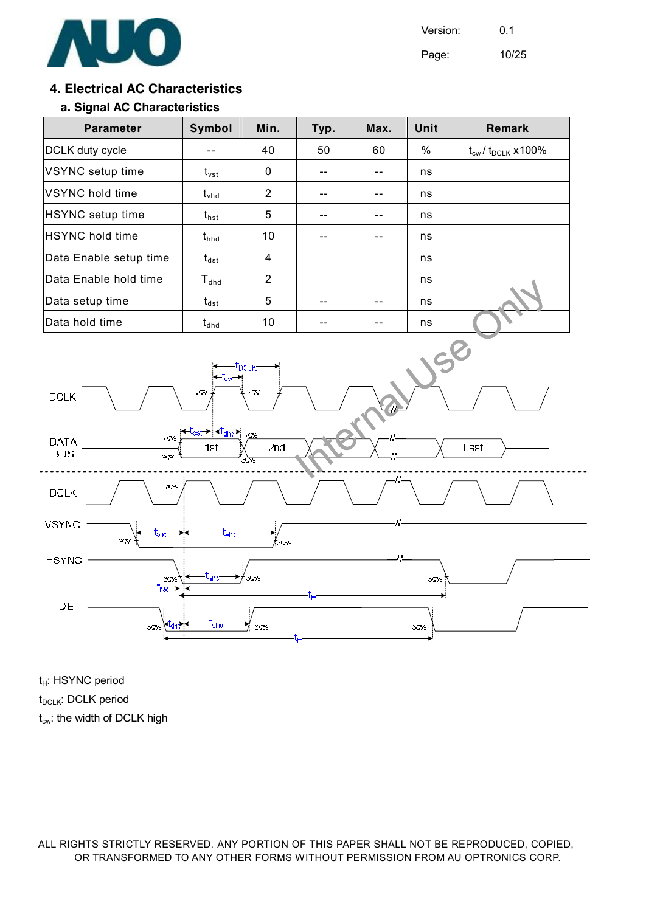## 4. Electrical AC Characteristics

### a. Signal AC Characteristics

| Parameter | Symbol | Min. | Typ. | Max. | Unit | Remark |
|---|---|---|---|---|---|---|
| DCLK duty cycle | -- | 40 | 50 | 60 | % | $t_{cw}$ / $t_{DCLK}$ x100% |
| VSYNC setup time | $t_{vst}$ | 0 | -- | -- | ns | |
| VSYNC hold time | $t_{vhd}$ | 2 | -- | -- | ns | |
| HSYNC setup time | $t_{hst}$ | 5 | -- | -- | ns | |
| HSYNC hold time | $t_{hhd}$ | 10 | -- | -- | ns | |
| Data Enable setup time | $t_{dst}$ | 4 | | | ns | |
| Data Enable hold time | $T_{dhd}$ | 2 | | | ns | |
| Data setup time | $t_{dst}$ | 5 | -- | -- | ns | |
| Data hold time | $t_{dhd}$ | 10 | -- | -- | ns | |

$t_H$: HSYNC period

$t_{DCLK}$: DCLK period

$t_{cw}$: the width of DCLK high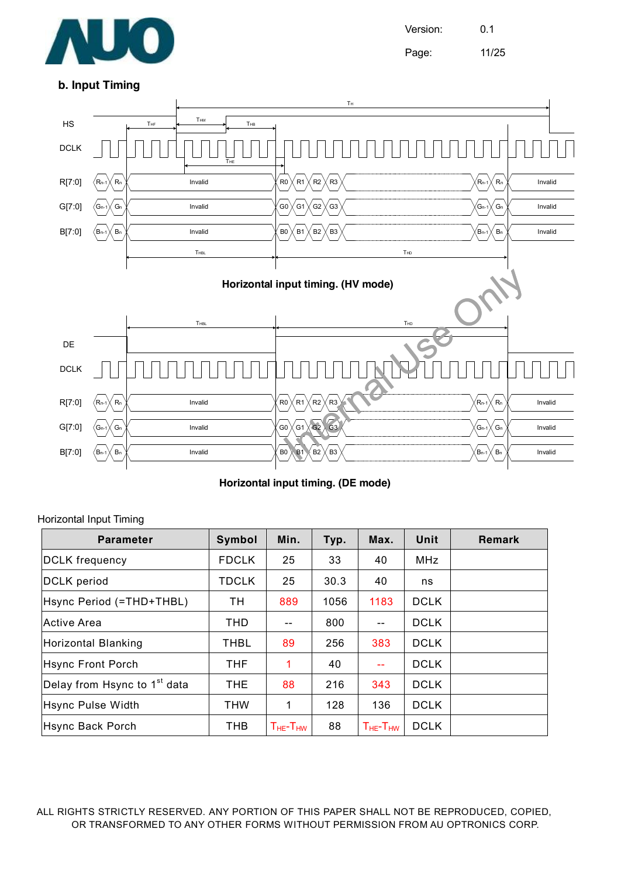## b. Input Timing

Horizontal input timing. (HV mode)

Horizontal input timing. (DE mode)

Horizontal Input Timing

| Parameter | Symbol | Min. | Typ. | Max. | Unit | Remark |
|---|---|---|---|---|---|---|
| DCLK frequency | FDCLK | 25 | 33 | 40 | MHz | |
| DCLK period | TDCLK | 25 | 30.3 | 40 | ns | |
| Hsync Period (=THD+THBL) | TH | 889 | 1056 | 1183 | DCLK | |
| Active Area | THD | -- | 800 | -- | DCLK | |
| Horizontal Blanking | THBL | 89 | 256 | 383 | DCLK | |
| Hsync Front Porch | THF | 1 | 40 | -- | DCLK | |
| Delay from Hsync to 1st data | THE | 88 | 216 | 343 | DCLK | |
| Hsync Pulse Width | THW | 1 | 128 | 136 | DCLK | |
| Hsync Back Porch | THB | $T_{HE}$-$T_{HW}$ | 88 | $T_{HE}$-$T_{HW}$ | DCLK | |

ALL RIGHTS STRICTLY RESERVED. ANY PORTION OF THIS PAPER SHALL NOT BE REPRODUCED, COPIED, OR TRANSFORMED TO ANY OTHER FORMS WITHOUT PERMISSION FROM AU OPTRONICS CORP.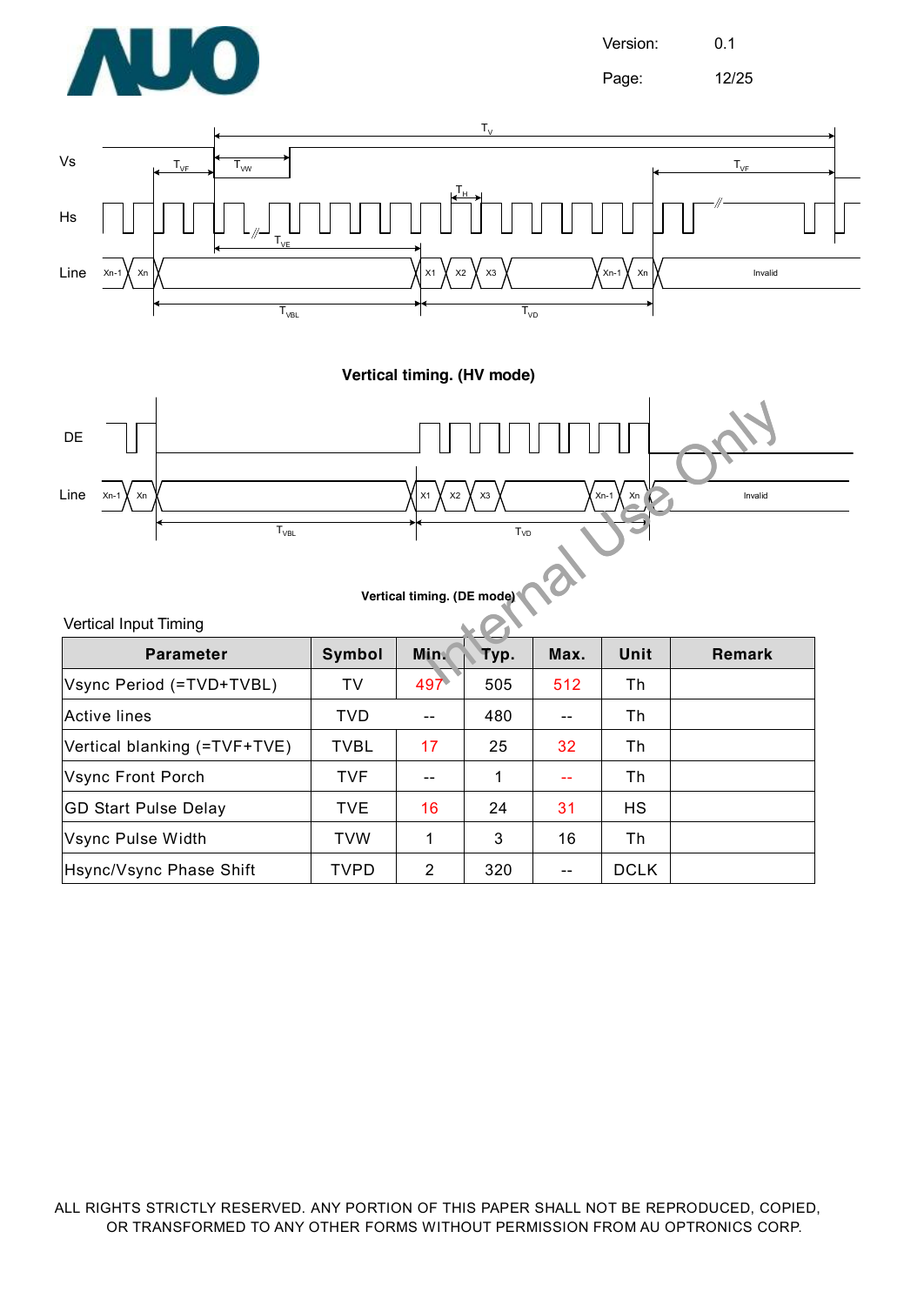**Vertical timing. (HV mode)**

**Vertical timing. (DE mode)**

Vertical Input Timing

| Parameter | Symbol | Min. | Typ. | Max. | Unit | Remark |
|---|---|---|---|---|---|---|
| Vsync Period (=TVD+TVBL) | TV | 497 | 505 | 512 | Th | |
| Active lines | TVD | -- | 480 | -- | Th | |
| Vertical blanking (=TVF+TVE) | TVBL | 17 | 25 | 32 | Th | |
| Vsync Front Porch | TVF | -- | 1 | -- | Th | |
| GD Start Pulse Delay | TVE | 16 | 24 | 31 | HS | |
| Vsync Pulse Width | TVW | 1 | 3 | 16 | Th | |
| Hsync/Vsync Phase Shift | TVPD | 2 | 320 | -- | DCLK | |

ALL RIGHTS STRICTLY RESERVED. ANY PORTION OF THIS PAPER SHALL NOT BE REPRODUCED, COPIED, OR TRANSFORMED TO ANY OTHER FORMS WITHOUT PERMISSION FROM AU OPTRONICS CORP.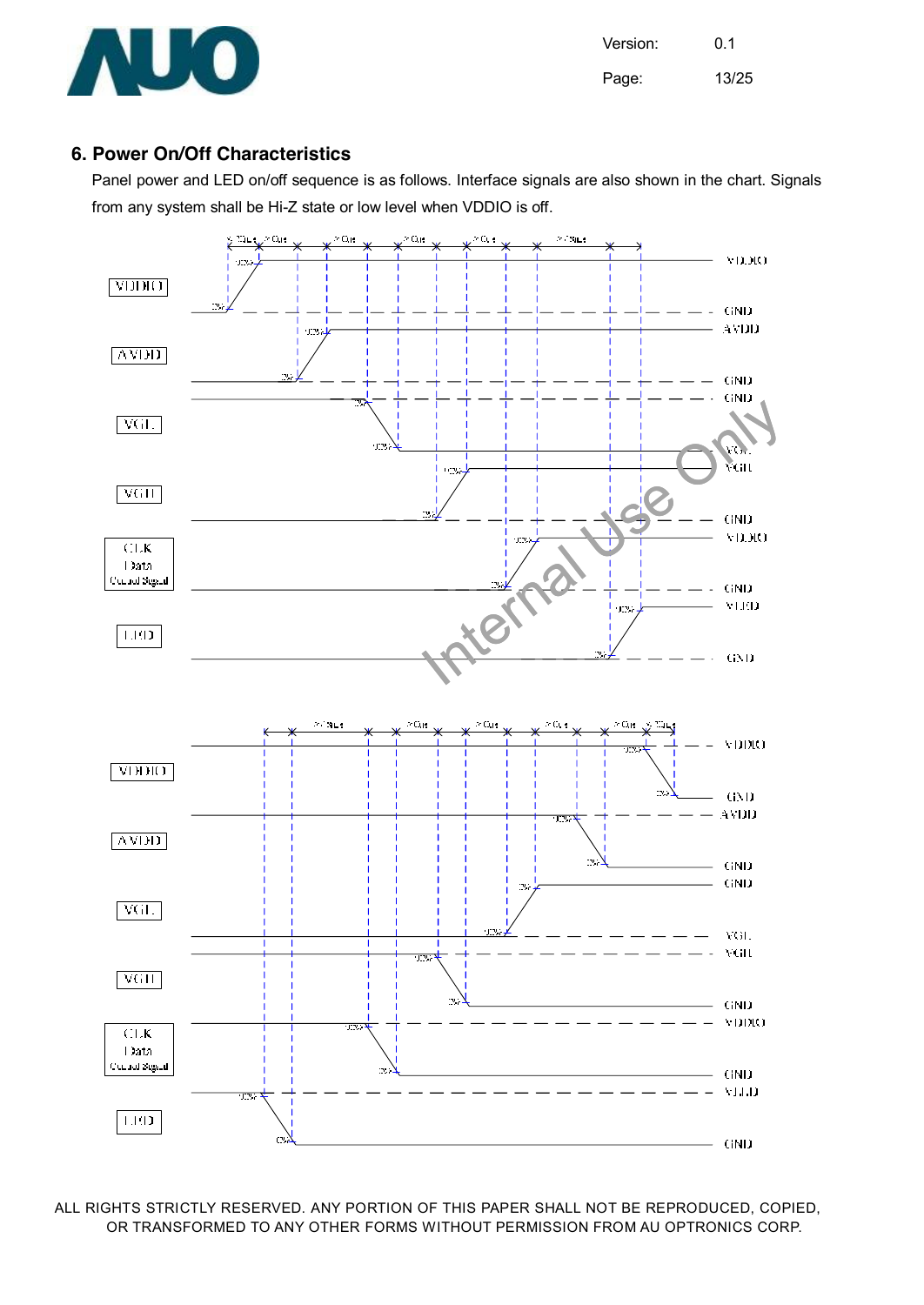## 6. Power On/Off Characteristics

Panel power and LED on/off sequence is as follows. Interface signals are also shown in the chart. Signals from any system shall be Hi-Z state or low level when VDDIO is off.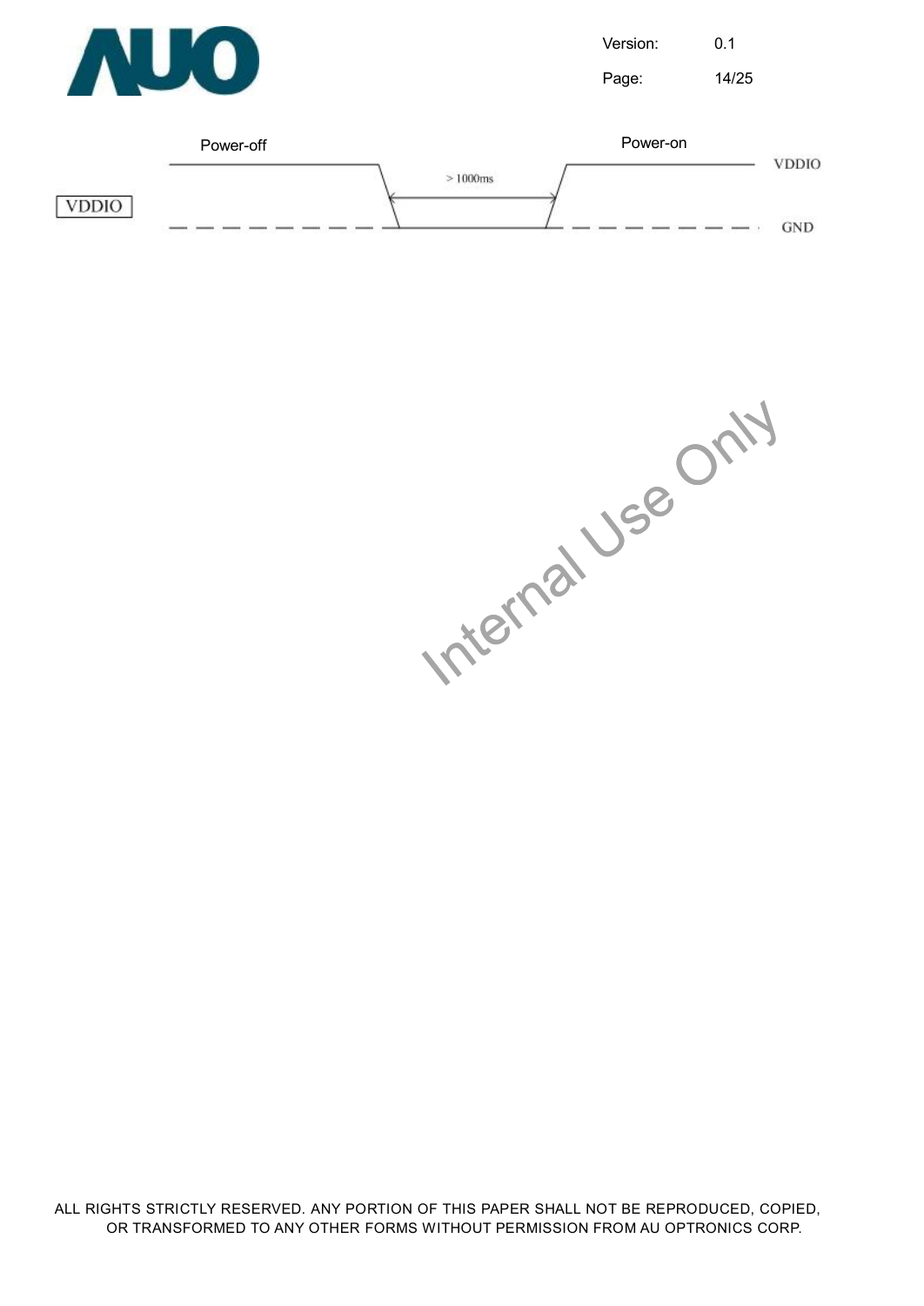Power-off

Power-on

VDDIO

$> 1000ms$

VDDIO

GND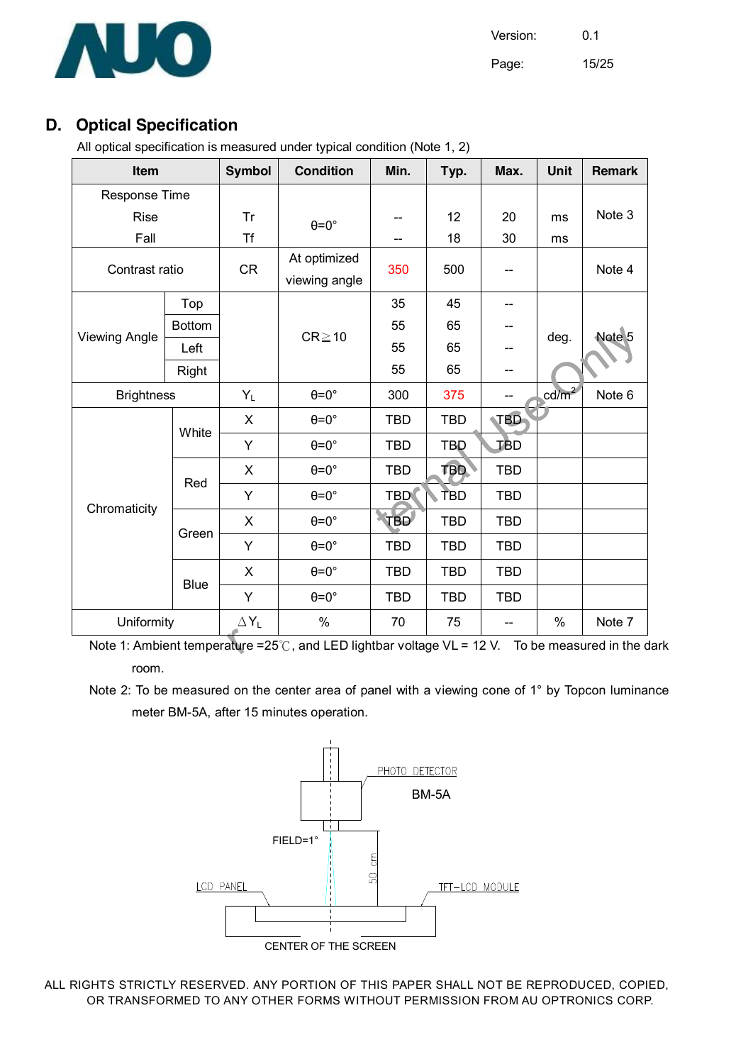## D. Optical Specification

All optical specification is measured under typical condition (Note 1, 2)

| Item | | | Symbol | Condition | Min. | Typ. | Max. | Unit | Remark |
|---|---|---|---|---|---|---|---|---|---|
| Response Time | | | | | | | | | |
| Rise | | | Tr | θ=0° | -- | 12 | 20 | ms | Note 3 |
| Fall | | | Tf | | -- | 18 | 30 | ms | |
| Contrast ratio | | | CR | At optimized viewing angle | 350 | 500 | -- | | Note 4 |
| Viewing Angle | Top | | | CR≧10 | 35 | 45 | -- | deg. | Note 5 |
| | Bottom | | | | 55 | 65 | -- | | |
| | Left | | | | 55 | 65 | -- | | |
| | Right | | | | 55 | 65 | -- | | |
| Brightness | | | $Y_L$ | θ=0° | 300 | 375 | -- | cd/m² | Note 6 |
| Chromaticity | White | | X | θ=0° | TBD | TBD | TBD | | |
| | | | Y | θ=0° | TBD | TBD | TBD | | |
| | Red | | X | θ=0° | TBD | TBD | TBD | | |
| | | | Y | θ=0° | TBD | TBD | TBD | | |
| | Green | | X | θ=0° | TBD | TBD | TBD | | |
| | | | Y | θ=0° | TBD | TBD | TBD | | |
| | Blue | | X | θ=0° | TBD | TBD | TBD | | |
| | | | Y | θ=0° | TBD | TBD | TBD | | |
| Uniformity | | | $\Delta Y_L$ | % | 70 | 75 | -- | % | Note 7 |

Note 1: Ambient temperature =25℃, and LED lightbar voltage VL = 12 V. To be measured in the dark room.

Note 2: To be measured on the center area of panel with a viewing cone of 1° by Topcon luminance meter BM-5A, after 15 minutes operation.

PHOTO DETECTOR
BM-5A
FIELD=1°
50 cm
LCD PANEL
TFT-LCD MODULE
CENTER OF THE SCREEN

ALL RIGHTS STRICTLY RESERVED. ANY PORTION OF THIS PAPER SHALL NOT BE REPRODUCED, COPIED, OR TRANSFORMED TO ANY OTHER FORMS WITHOUT PERMISSION FROM AU OPTRONICS CORP.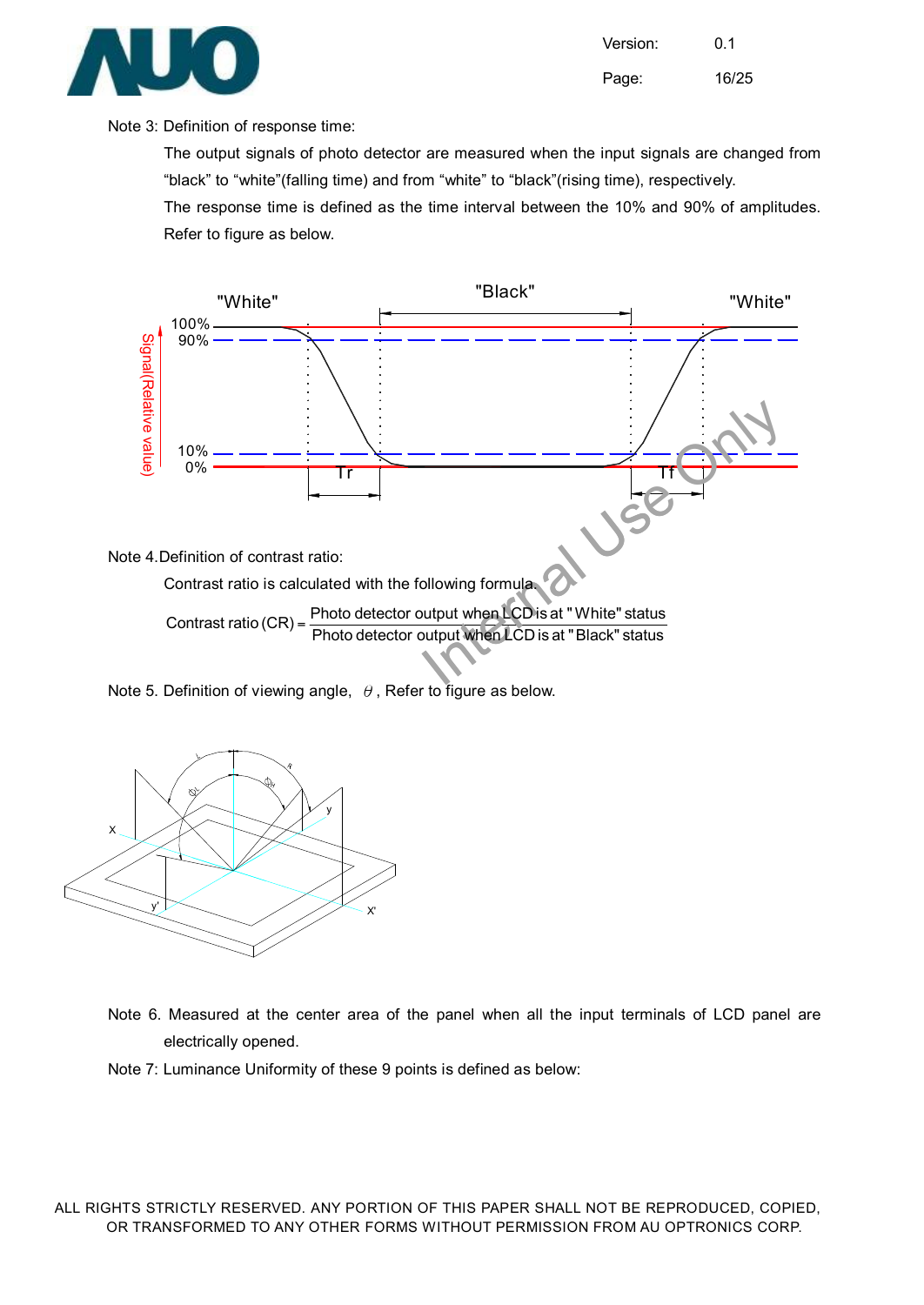Note 3: Definition of response time:

The output signals of photo detector are measured when the input signals are changed from "black" to "white"(falling time) and from "white" to "black"(rising time), respectively.

The response time is defined as the time interval between the 10% and 90% of amplitudes. Refer to figure as below.

Note 4. Definition of contrast ratio:

Contrast ratio is calculated with the following formula.

$$\text{Contrast ratio (CR)} = \frac{\text{Photo detector output when LCD is at "White" status}}{\text{Photo detector output when LCD is at "Black" status}}$$

Note 5. Definition of viewing angle, $\theta$, Refer to figure as below.

Note 6. Measured at the center area of the panel when all the input terminals of LCD panel are electrically opened.

Note 7: Luminance Uniformity of these 9 points is defined as below: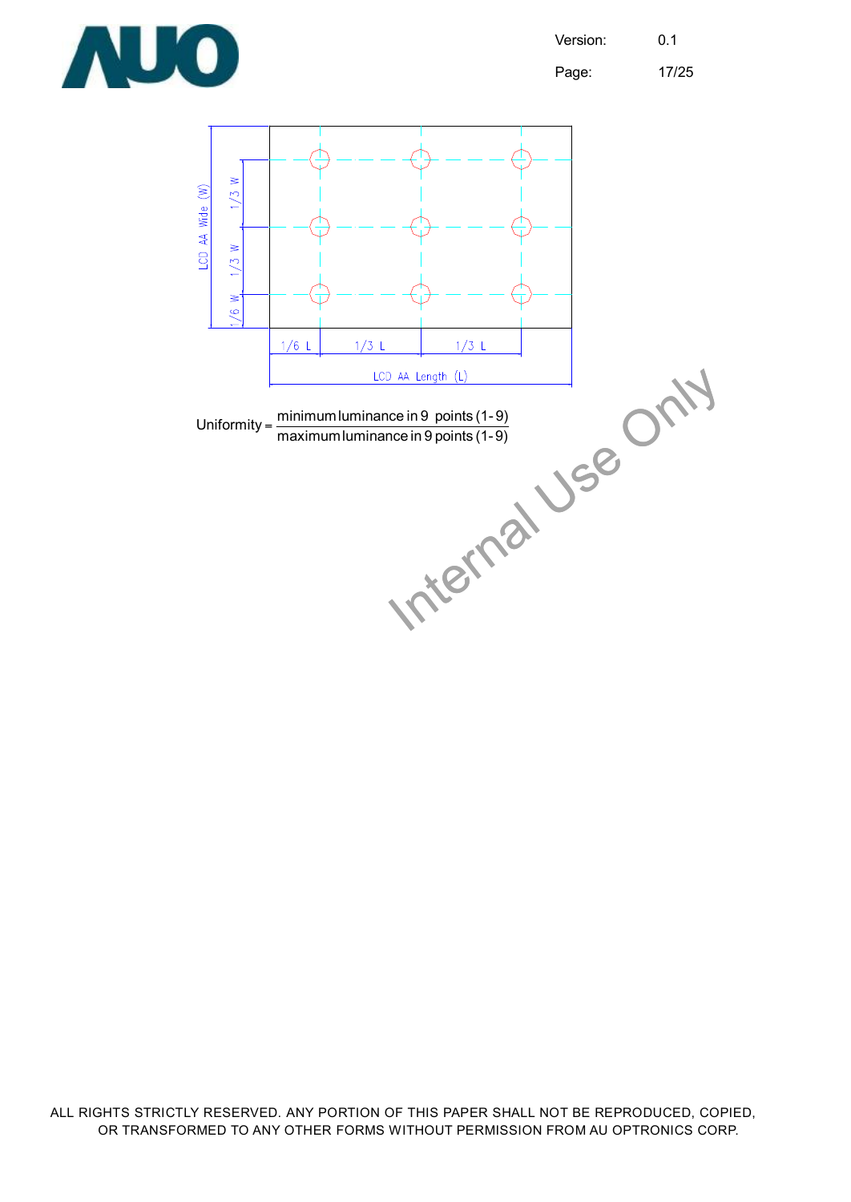$$\text{Uniformity} = \frac{\text{minimum luminance in 9 points (1-9)}}{\text{maximum luminance in 9 points (1-9)}}$$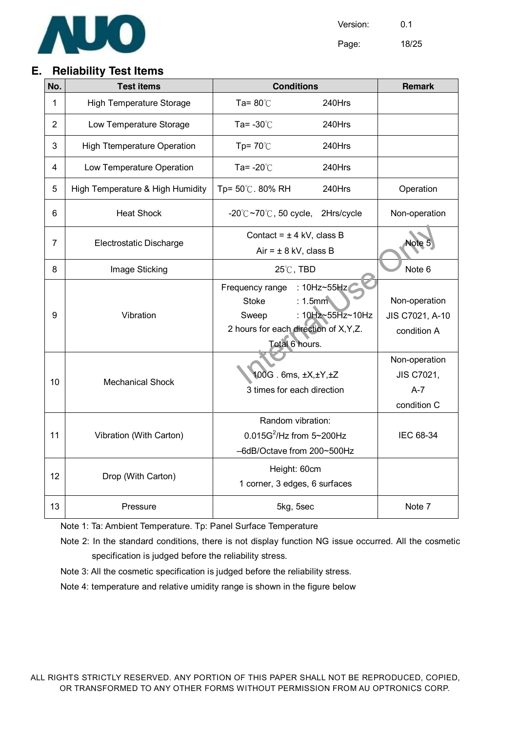## E. Reliability Test Items

| No. | Test items | Conditions | Remark |
|---|---|---|---|
| 1 | High Temperature Storage | Ta= 80℃ 240Hrs | |
| 2 | Low Temperature Storage | Ta= -30℃ 240Hrs | |
| 3 | High Ttemperature Operation | Tp= 70℃ 240Hrs | |
| 4 | Low Temperature Operation | Ta= -20℃ 240Hrs | |
| 5 | High Temperature & High Humidity | Tp= 50℃. 80% RH 240Hrs | Operation |
| 6 | Heat Shock | -20℃~70℃, 50 cycle, 2Hrs/cycle | Non-operation |
| 7 | Electrostatic Discharge | Contact = ± 4 kV, class B<br>Air = ± 8 kV, class B | Note 5 |
| 8 | Image Sticking | 25℃, TBD | Note 6 |
| 9 | Vibration | Frequency range : 10Hz~55Hz<br>Stoke : 1.5mm<br>Sweep : 10Hz~55Hz~10Hz<br>2 hours for each direction of X,Y,Z.<br>Total 6 hours. | Non-operation<br>JIS C7021, A-10<br>condition A |
| 10 | Mechanical Shock | 100G . 6ms, ±X,±Y,±Z<br>3 times for each direction | Non-operation<br>JIS C7021,<br>A-7<br>condition C |
| 11 | Vibration (With Carton) | Random vibration:<br>0.015G$^2$/Hz from 5~200Hz<br>–6dB/Octave from 200~500Hz | IEC 68-34 |
| 12 | Drop (With Carton) | Height: 60cm<br>1 corner, 3 edges, 6 surfaces | |
| 13 | Pressure | 5kg, 5sec | Note 7 |

Note 1: Ta: Ambient Temperature. Tp: Panel Surface Temperature

Note 2: In the standard conditions, there is not display function NG issue occurred. All the cosmetic specification is judged before the reliability stress.

Note 3: All the cosmetic specification is judged before the reliability stress.

Note 4: temperature and relative umidity range is shown in the figure below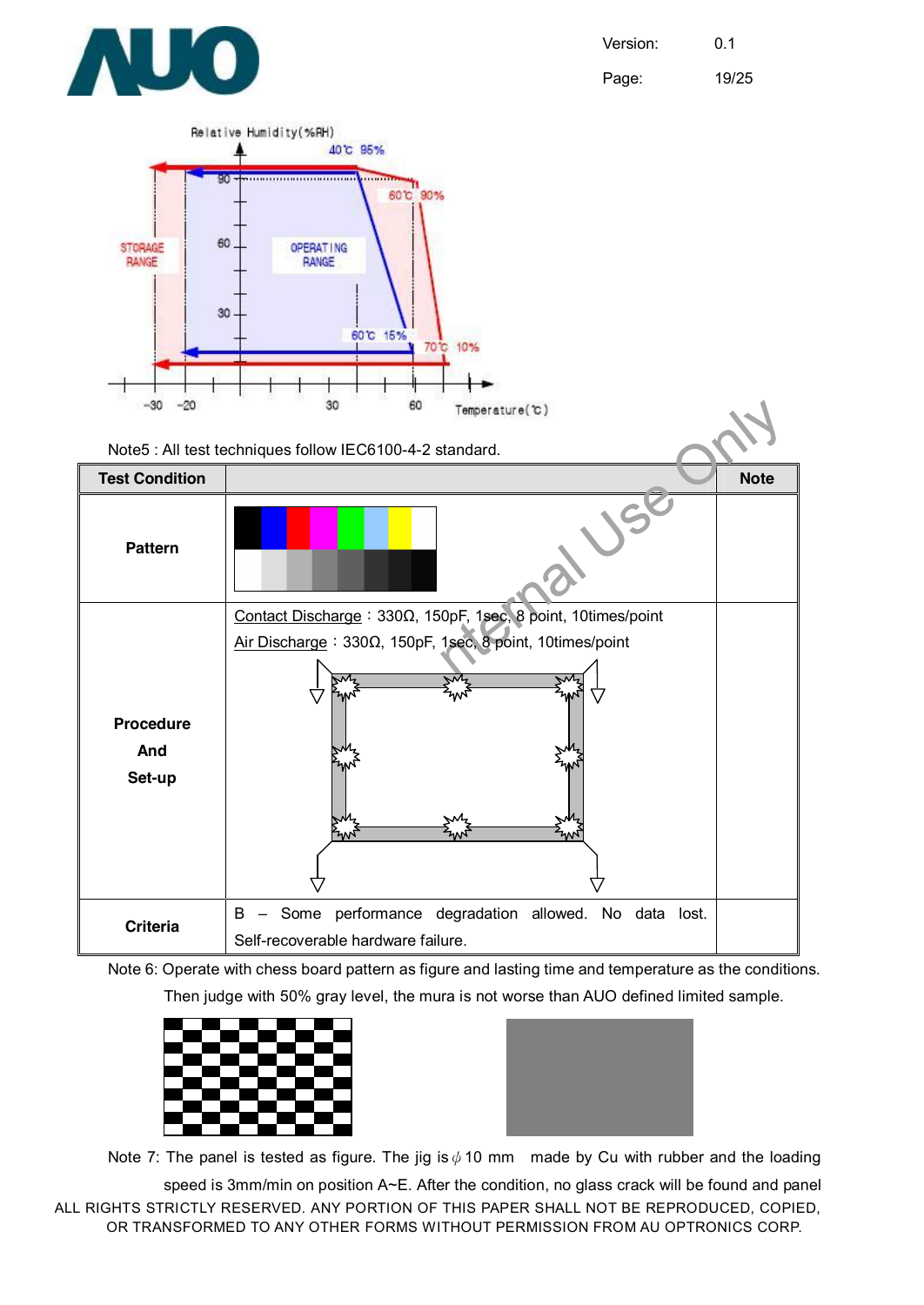Note5 : All test techniques follow IEC6100-4-2 standard.

| Test Condition | | Note |
|---|---|---|
| Pattern | | |
| Procedure And Set-up | Contact Discharge：330Ω, 150pF, 1sec, 8 point, 10times/point<br>Air Discharge：330Ω, 150pF, 1sec, 8 point, 10times/point | |
| Criteria | B – Some performance degradation allowed. No data lost. Self-recoverable hardware failure. | |

Note 6: Operate with chess board pattern as figure and lasting time and temperature as the conditions. Then judge with 50% gray level, the mura is not worse than AUO defined limited sample.

Note 7: The panel is tested as figure. The jig is $\phi$10 mm made by Cu with rubber and the loading speed is 3mm/min on position A~E. After the condition, no glass crack will be found and panel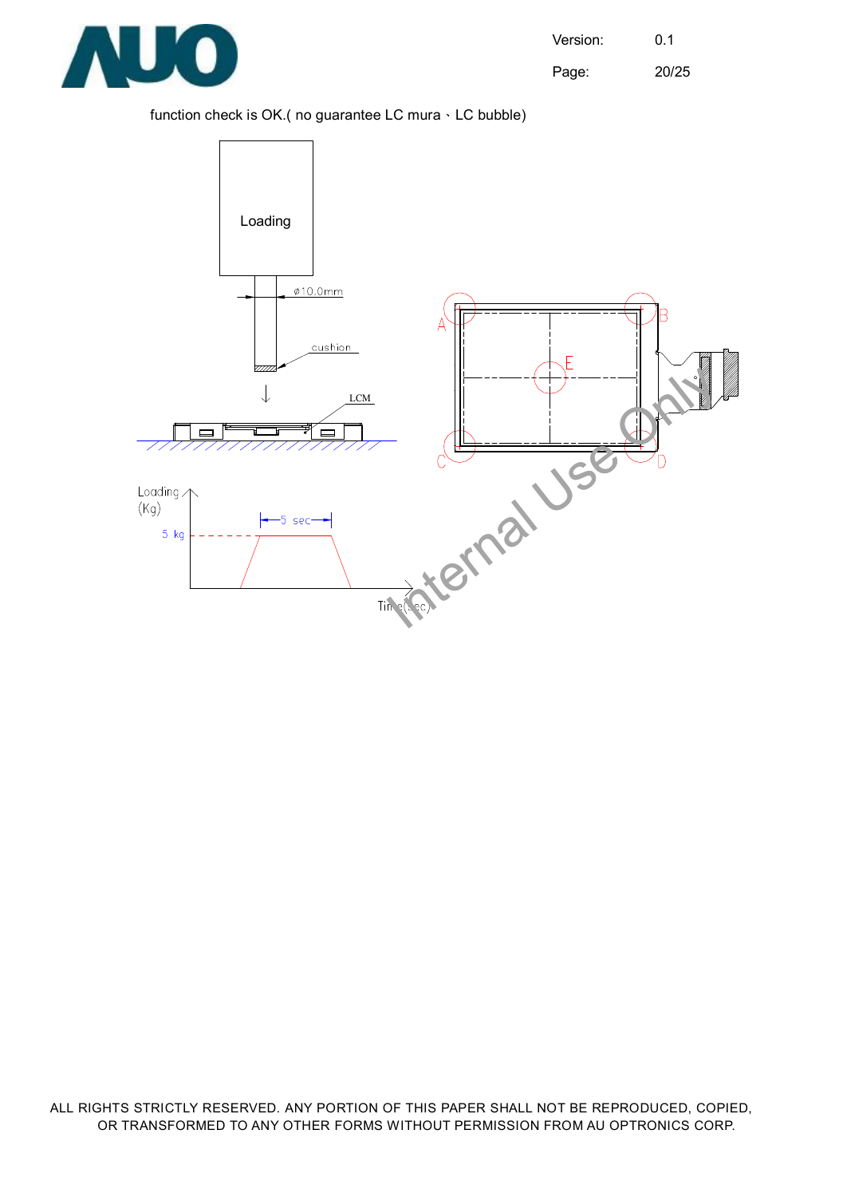function check is OK.( no guarantee LC mura、LC bubble)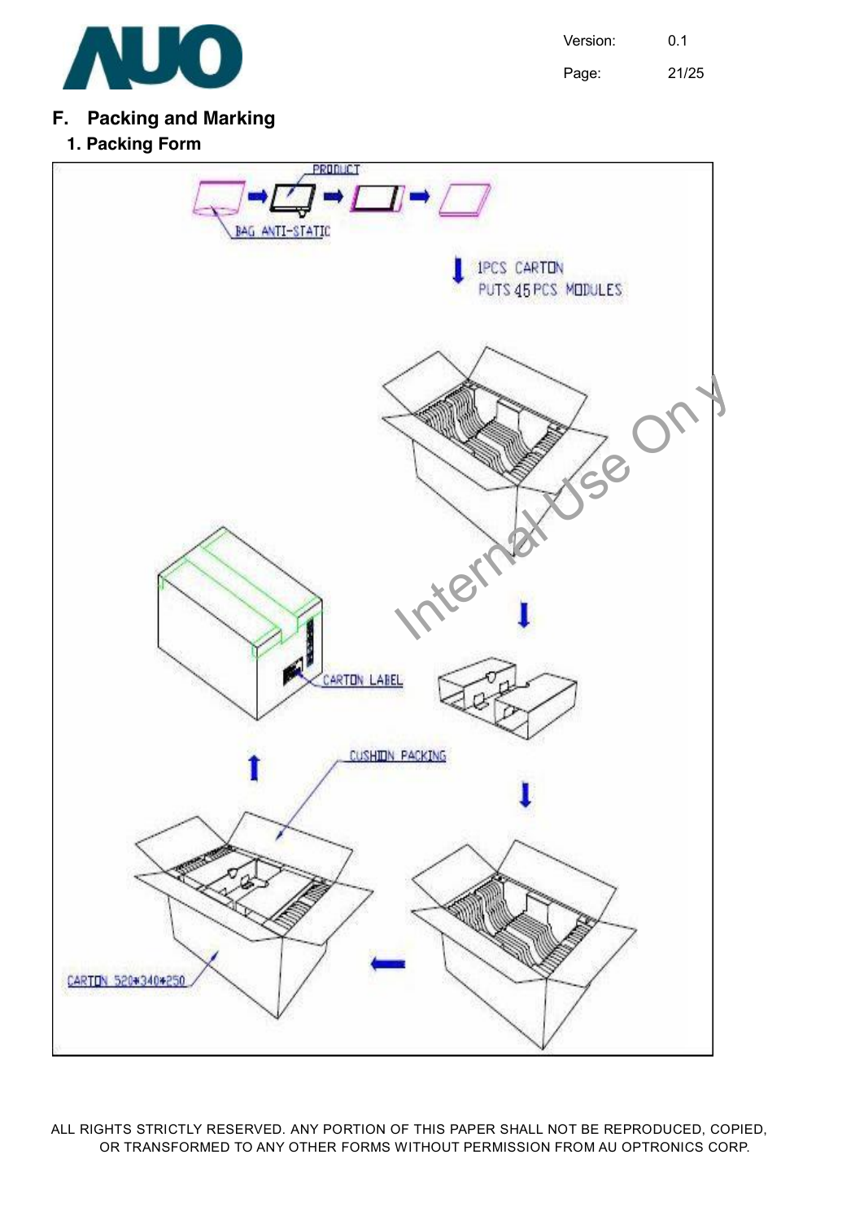## F. Packing and Marking

### 1. Packing Form

PRODUCT

BAG ANTI-STATIC

1PCS CARTON

PUTS 45 PCS MODULES

CARTON LABEL

CUSHION PACKING

CARTON 520*340*250

ALL RIGHTS STRICTLY RESERVED. ANY PORTION OF THIS PAPER SHALL NOT BE REPRODUCED, COPIED, OR TRANSFORMED TO ANY OTHER FORMS WITHOUT PERMISSION FROM AU OPTRONICS CORP.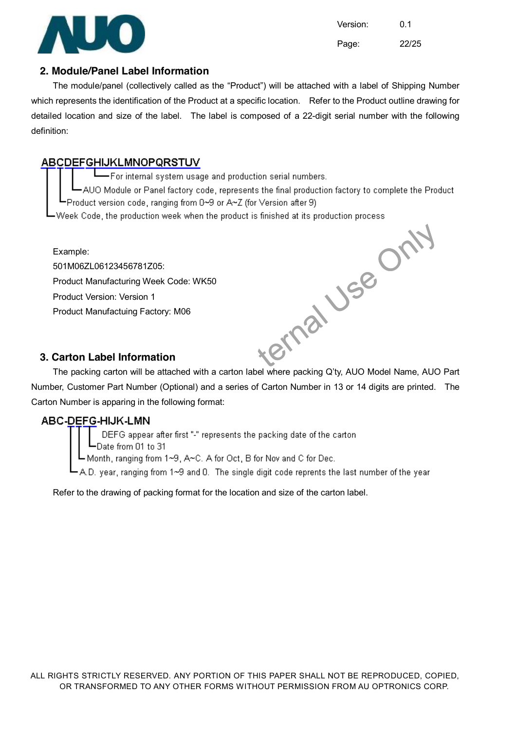## 2. Module/Panel Label Information

The module/panel (collectively called as the "Product") will be attached with a label of Shipping Number which represents the identification of the Product at a specific location. Refer to the Product outline drawing for detailed location and size of the label. The label is composed of a 22-digit serial number with the following definition:

```
ABCDEFGHIJKLMNOPQRSTUV
│ │ │ └─For internal system usage and production serial numbers.
│ │ └─AUO Module or Panel factory code, represents the final production factory to complete the Product
│ └─Product version code, ranging from 0~9 or A~Z (for Version after 9)
└─Week Code, the production week when the product is finished at its production process
```

Example:
501M06ZL06123456781Z05:
Product Manufacturing Week Code: WK50
Product Version: Version 1
Product Manufactuing Factory: M06

## 3. Carton Label Information

The packing carton will be attached with a carton label where packing Q'ty, AUO Model Name, AUO Part Number, Customer Part Number (Optional) and a series of Carton Number in 13 or 14 digits are printed. The Carton Number is apparing in the following format:

```
ABC-DEFG-HIJK-LMN
    │││ DEFG appear after first "-" represents the packing date of the carton
    ││└─Date from 01 to 31
    │└─Month, ranging from 1~9, A~C. A for Oct, B for Nov and C for Dec.
    └─A.D. year, ranging from 1~9 and 0. The single digit code reprents the last number of the year
```

Refer to the drawing of packing format for the location and size of the carton label.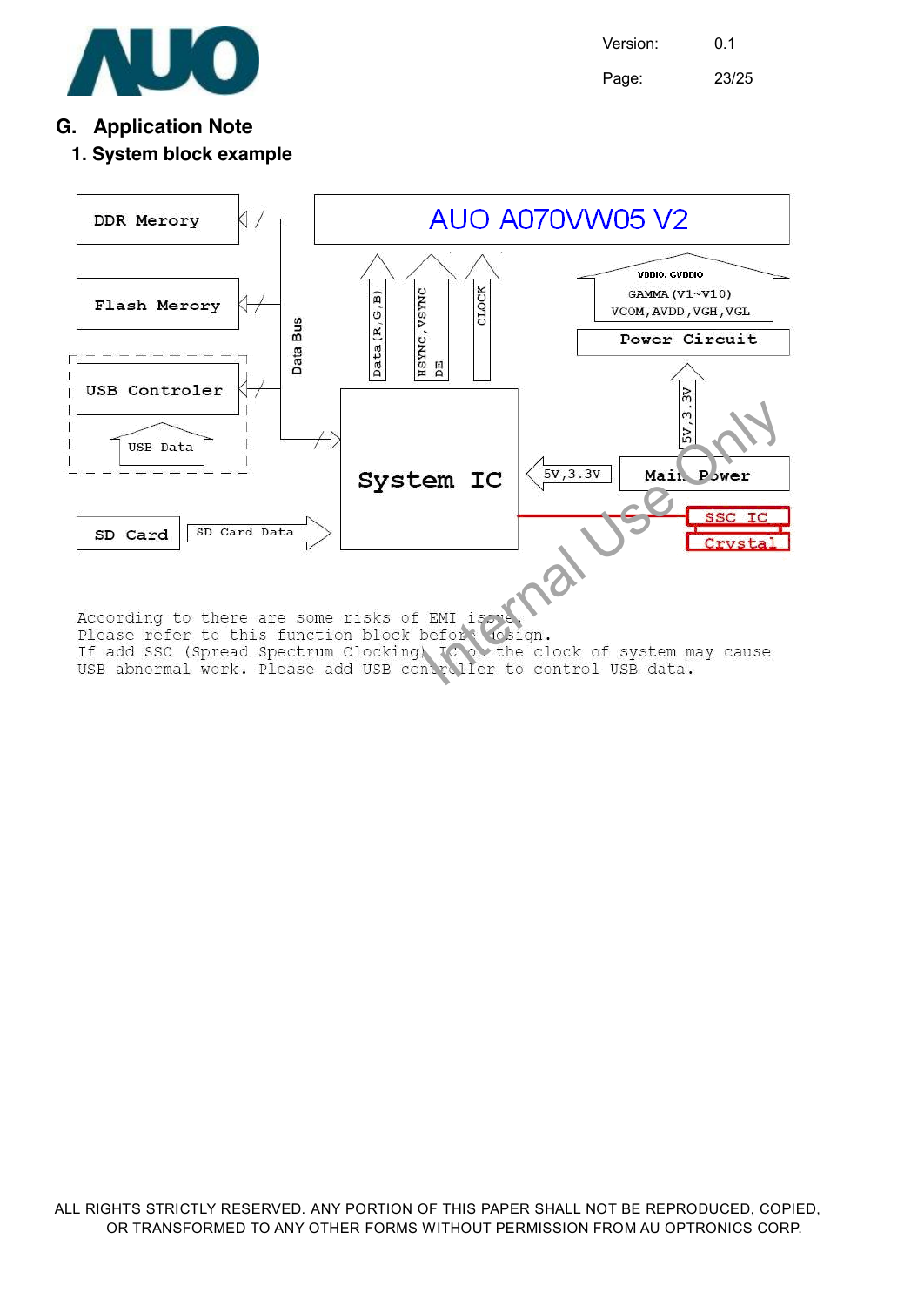## G. Application Note

### 1. System block example

DDR Merory

Flash Merory

USB Controler

USB Data

SD Card

SD Card Data

Data Bus

AUO A070VW05 V2

Data (R, G, B)

HSYNC, VSYNC DE

CLOCK

VDDIO, GVDDIO
GAMMA (V1~V10)
VCOM, AVDD, VGH, VGL

Power Circuit

5V, 3.3V

System IC

5V, 3.3V

Main Power

SSC IC

Crystal

According to there are some risks of EMI issue.
Please refer to this function block before design.
If add SSC (Spread Spectrum Clocking) IC on the clock of system may cause
USB abnormal work. Please add USB controller to control USB data.

ALL RIGHTS STRICTLY RESERVED. ANY PORTION OF THIS PAPER SHALL NOT BE REPRODUCED, COPIED, OR TRANSFORMED TO ANY OTHER FORMS WITHOUT PERMISSION FROM AU OPTRONICS CORP.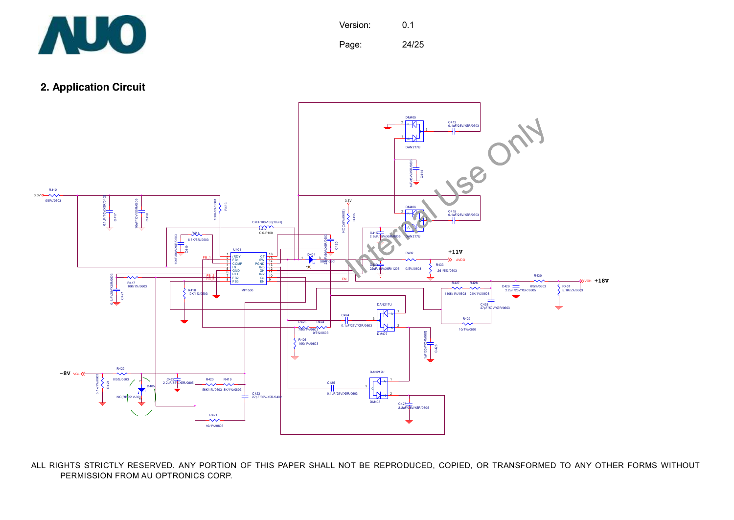## 2. Application Circuit

ALL RIGHTS STRICTLY RESERVED. ANY PORTION OF THIS PAPER SHALL NOT BE REPRODUCED, COPIED, OR TRANSFORMED TO ANY OTHER FORMS WITHOUT PERMISSION FROM AU OPTRONICS CORP.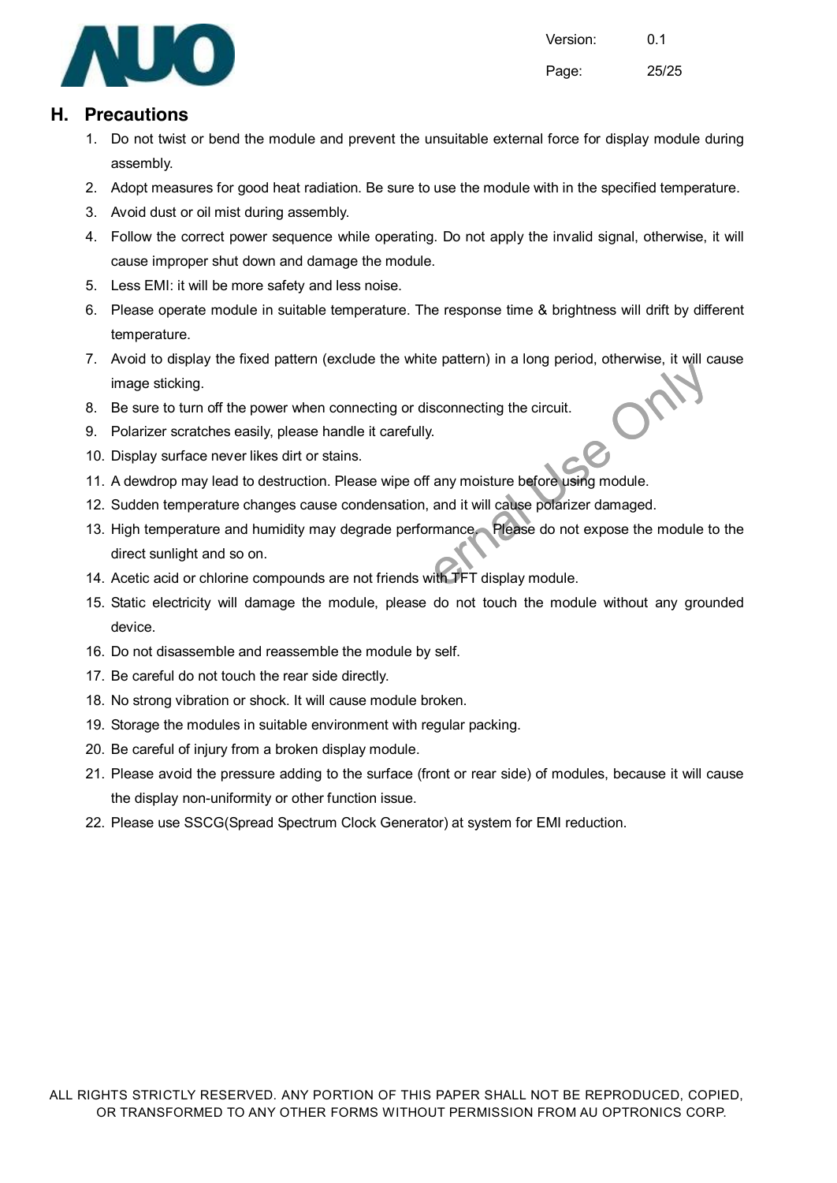## H. Precautions

1. Do not twist or bend the module and prevent the unsuitable external force for display module during assembly.
2. Adopt measures for good heat radiation. Be sure to use the module with in the specified temperature.
3. Avoid dust or oil mist during assembly.
4. Follow the correct power sequence while operating. Do not apply the invalid signal, otherwise, it will cause improper shut down and damage the module.
5. Less EMI: it will be more safety and less noise.
6. Please operate module in suitable temperature. The response time & brightness will drift by different temperature.
7. Avoid to display the fixed pattern (exclude the white pattern) in a long period, otherwise, it will cause image sticking.
8. Be sure to turn off the power when connecting or disconnecting the circuit.
9. Polarizer scratches easily, please handle it carefully.
10. Display surface never likes dirt or stains.
11. A dewdrop may lead to destruction. Please wipe off any moisture before using module.
12. Sudden temperature changes cause condensation, and it will cause polarizer damaged.
13. High temperature and humidity may degrade performance. Please do not expose the module to the direct sunlight and so on.
14. Acetic acid or chlorine compounds are not friends with TFT display module.
15. Static electricity will damage the module, please do not touch the module without any grounded device.
16. Do not disassemble and reassemble the module by self.
17. Be careful do not touch the rear side directly.
18. No strong vibration or shock. It will cause module broken.
19. Storage the modules in suitable environment with regular packing.
20. Be careful of injury from a broken display module.
21. Please avoid the pressure adding to the surface (front or rear side) of modules, because it will cause the display non-uniformity or other function issue.
22. Please use SSCG(Spread Spectrum Clock Generator) at system for EMI reduction.